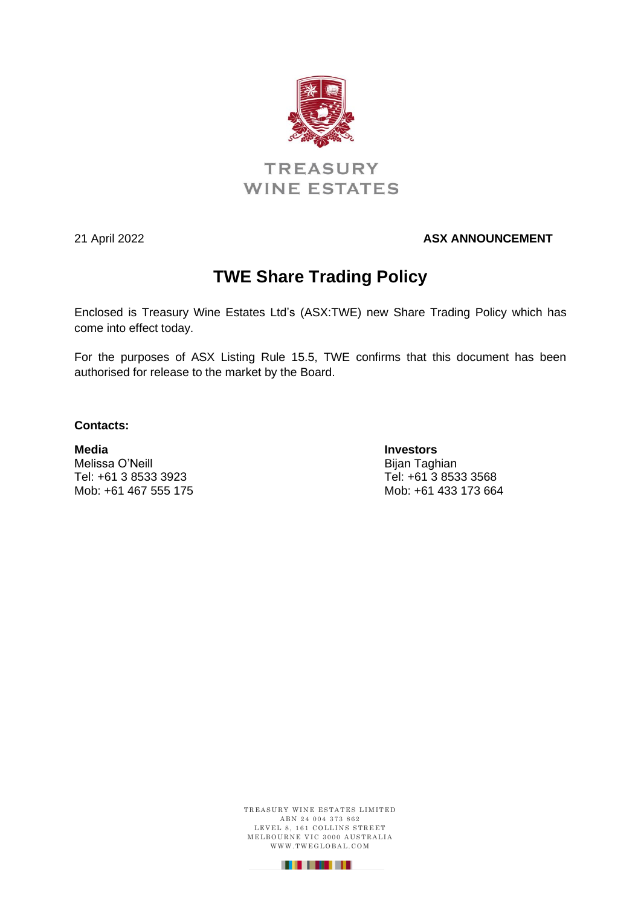TREASURY
WINE ESTATES

21 April 2022

**ASX ANNOUNCEMENT**

# TWE Share Trading Policy

Enclosed is Treasury Wine Estates Ltd's (ASX:TWE) new Share Trading Policy which has come into effect today.

For the purposes of ASX Listing Rule 15.5, TWE confirms that this document has been authorised for release to the market by the Board.

**Contacts:**

**Media**
Melissa O'Neill
Tel: +61 3 8533 3923
Mob: +61 467 555 175

**Investors**
Bijan Taghian
Tel: +61 3 8533 3568
Mob: +61 433 173 664

TREASURY WINE ESTATES LIMITED
ABN 24 004 373 862
LEVEL 8, 161 COLLINS STREET
MELBOURNE VIC 3000 AUSTRALIA
WWW.TWEGLOBAL.COM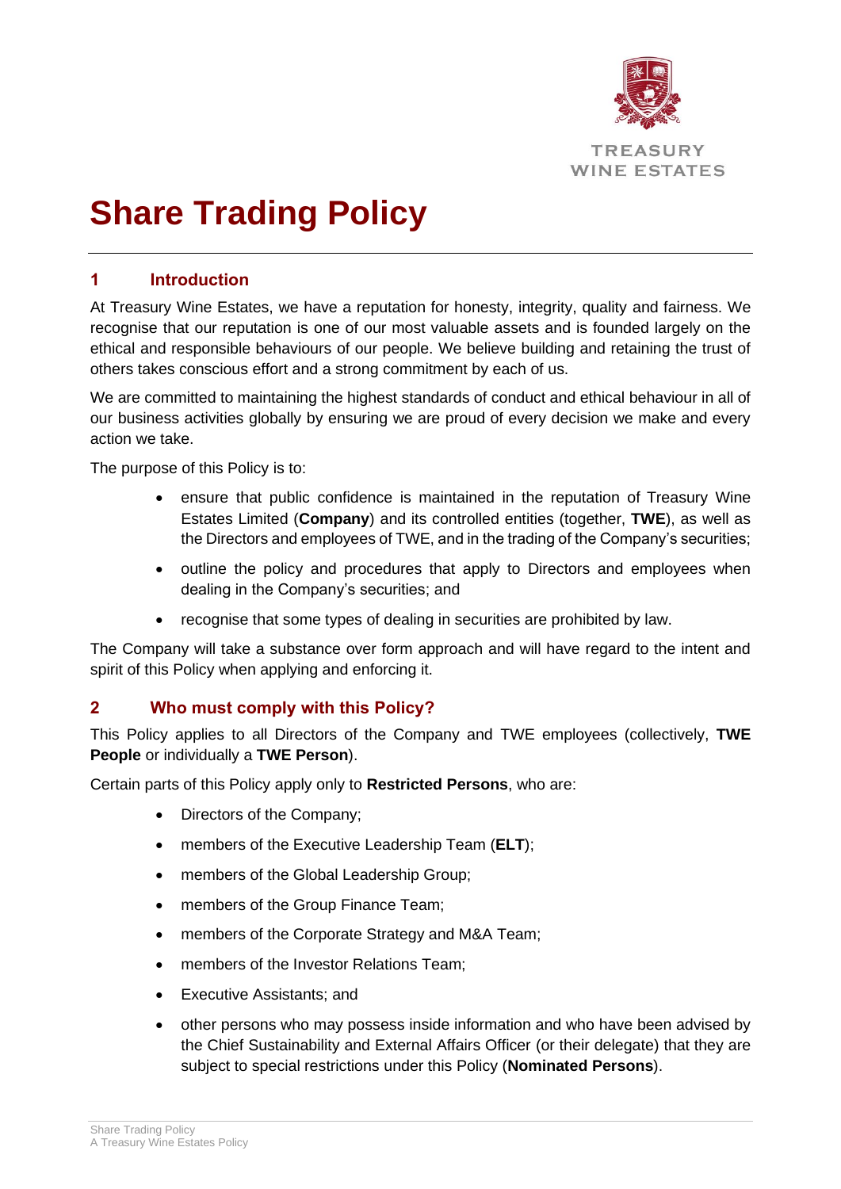# Share Trading Policy

## 1 Introduction

At Treasury Wine Estates, we have a reputation for honesty, integrity, quality and fairness. We recognise that our reputation is one of our most valuable assets and is founded largely on the ethical and responsible behaviours of our people. We believe building and retaining the trust of others takes conscious effort and a strong commitment by each of us.

We are committed to maintaining the highest standards of conduct and ethical behaviour in all of our business activities globally by ensuring we are proud of every decision we make and every action we take.

The purpose of this Policy is to:

- ensure that public confidence is maintained in the reputation of Treasury Wine Estates Limited (**Company**) and its controlled entities (together, **TWE**), as well as the Directors and employees of TWE, and in the trading of the Company's securities;
- outline the policy and procedures that apply to Directors and employees when dealing in the Company's securities; and
- recognise that some types of dealing in securities are prohibited by law.

The Company will take a substance over form approach and will have regard to the intent and spirit of this Policy when applying and enforcing it.

## 2 Who must comply with this Policy?

This Policy applies to all Directors of the Company and TWE employees (collectively, **TWE People** or individually a **TWE Person**).

Certain parts of this Policy apply only to **Restricted Persons**, who are:

- Directors of the Company;
- members of the Executive Leadership Team (**ELT**);
- members of the Global Leadership Group;
- members of the Group Finance Team;
- members of the Corporate Strategy and M&A Team;
- members of the Investor Relations Team;
- Executive Assistants; and
- other persons who may possess inside information and who have been advised by the Chief Sustainability and External Affairs Officer (or their delegate) that they are subject to special restrictions under this Policy (**Nominated Persons**).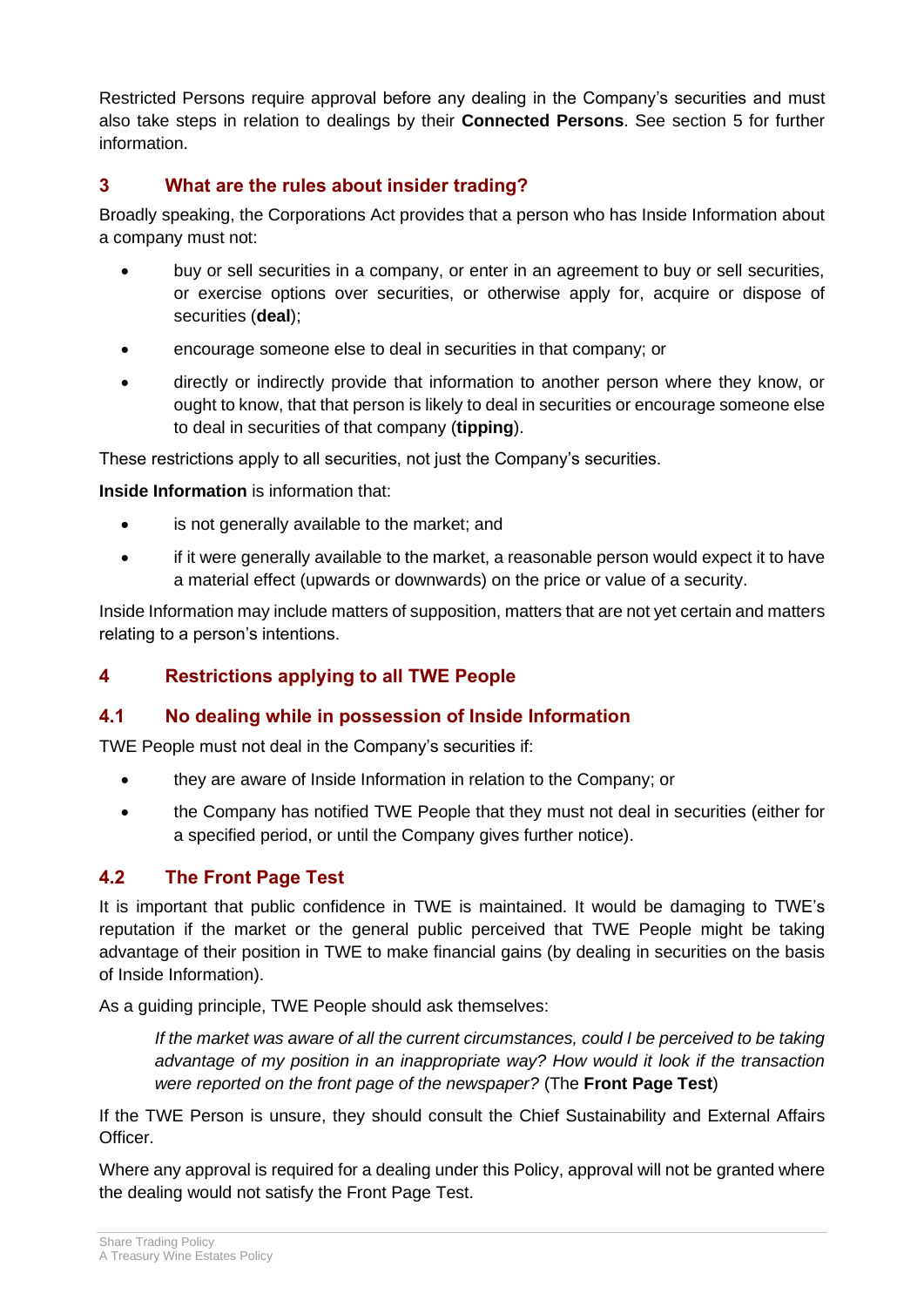Restricted Persons require approval before any dealing in the Company's securities and must also take steps in relation to dealings by their **Connected Persons**. See section 5 for further information.

## 3 What are the rules about insider trading?

Broadly speaking, the Corporations Act provides that a person who has Inside Information about a company must not:

- buy or sell securities in a company, or enter in an agreement to buy or sell securities, or exercise options over securities, or otherwise apply for, acquire or dispose of securities (**deal**);
- encourage someone else to deal in securities in that company; or
- directly or indirectly provide that information to another person where they know, or ought to know, that that person is likely to deal in securities or encourage someone else to deal in securities of that company (**tipping**).

These restrictions apply to all securities, not just the Company's securities.

**Inside Information** is information that:

- is not generally available to the market; and
- if it were generally available to the market, a reasonable person would expect it to have a material effect (upwards or downwards) on the price or value of a security.

Inside Information may include matters of supposition, matters that are not yet certain and matters relating to a person's intentions.

## 4 Restrictions applying to all TWE People

### 4.1 No dealing while in possession of Inside Information

TWE People must not deal in the Company's securities if:

- they are aware of Inside Information in relation to the Company; or
- the Company has notified TWE People that they must not deal in securities (either for a specified period, or until the Company gives further notice).

### 4.2 The Front Page Test

It is important that public confidence in TWE is maintained. It would be damaging to TWE's reputation if the market or the general public perceived that TWE People might be taking advantage of their position in TWE to make financial gains (by dealing in securities on the basis of Inside Information).

As a guiding principle, TWE People should ask themselves:

> *If the market was aware of all the current circumstances, could I be perceived to be taking advantage of my position in an inappropriate way? How would it look if the transaction were reported on the front page of the newspaper?* (The **Front Page Test**)

If the TWE Person is unsure, they should consult the Chief Sustainability and External Affairs Officer.

Where any approval is required for a dealing under this Policy, approval will not be granted where the dealing would not satisfy the Front Page Test.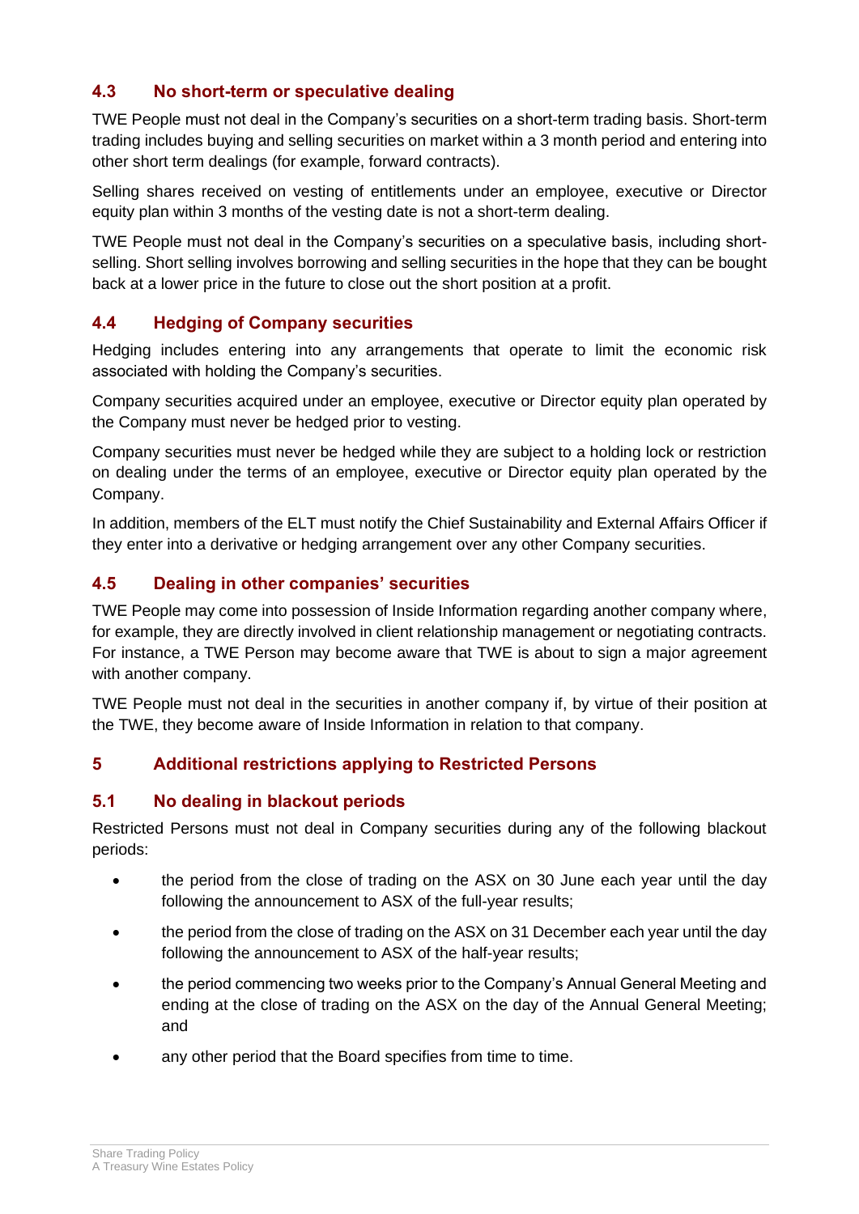### 4.3 No short-term or speculative dealing

TWE People must not deal in the Company's securities on a short-term trading basis. Short-term trading includes buying and selling securities on market within a 3 month period and entering into other short term dealings (for example, forward contracts).

Selling shares received on vesting of entitlements under an employee, executive or Director equity plan within 3 months of the vesting date is not a short-term dealing.

TWE People must not deal in the Company's securities on a speculative basis, including short-selling. Short selling involves borrowing and selling securities in the hope that they can be bought back at a lower price in the future to close out the short position at a profit.

### 4.4 Hedging of Company securities

Hedging includes entering into any arrangements that operate to limit the economic risk associated with holding the Company's securities.

Company securities acquired under an employee, executive or Director equity plan operated by the Company must never be hedged prior to vesting.

Company securities must never be hedged while they are subject to a holding lock or restriction on dealing under the terms of an employee, executive or Director equity plan operated by the Company.

In addition, members of the ELT must notify the Chief Sustainability and External Affairs Officer if they enter into a derivative or hedging arrangement over any other Company securities.

### 4.5 Dealing in other companies' securities

TWE People may come into possession of Inside Information regarding another company where, for example, they are directly involved in client relationship management or negotiating contracts. For instance, a TWE Person may become aware that TWE is about to sign a major agreement with another company.

TWE People must not deal in the securities in another company if, by virtue of their position at the TWE, they become aware of Inside Information in relation to that company.

## 5 Additional restrictions applying to Restricted Persons

### 5.1 No dealing in blackout periods

Restricted Persons must not deal in Company securities during any of the following blackout periods:

- the period from the close of trading on the ASX on 30 June each year until the day following the announcement to ASX of the full-year results;
- the period from the close of trading on the ASX on 31 December each year until the day following the announcement to ASX of the half-year results;
- the period commencing two weeks prior to the Company's Annual General Meeting and ending at the close of trading on the ASX on the day of the Annual General Meeting; and
- any other period that the Board specifies from time to time.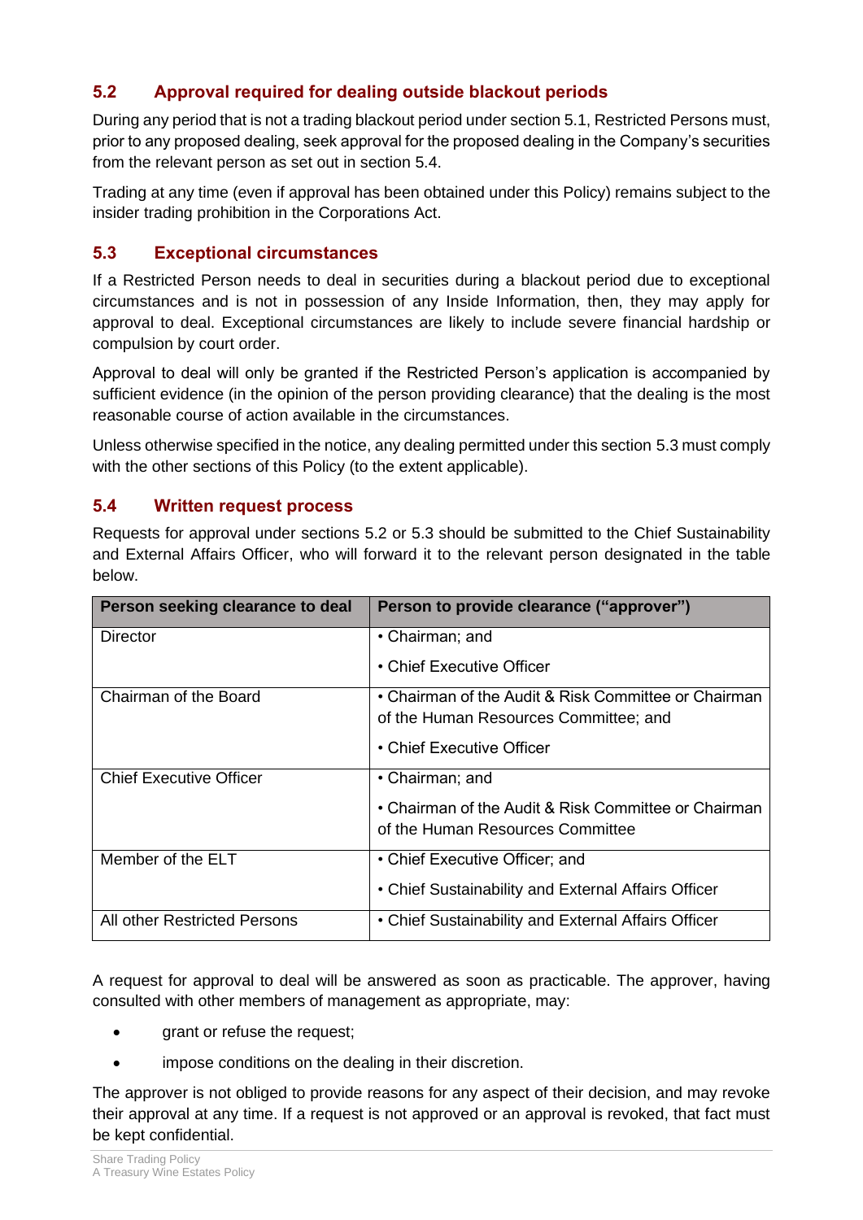### 5.2 Approval required for dealing outside blackout periods

During any period that is not a trading blackout period under section 5.1, Restricted Persons must, prior to any proposed dealing, seek approval for the proposed dealing in the Company's securities from the relevant person as set out in section 5.4.

Trading at any time (even if approval has been obtained under this Policy) remains subject to the insider trading prohibition in the Corporations Act.

### 5.3 Exceptional circumstances

If a Restricted Person needs to deal in securities during a blackout period due to exceptional circumstances and is not in possession of any Inside Information, then, they may apply for approval to deal. Exceptional circumstances are likely to include severe financial hardship or compulsion by court order.

Approval to deal will only be granted if the Restricted Person's application is accompanied by sufficient evidence (in the opinion of the person providing clearance) that the dealing is the most reasonable course of action available in the circumstances.

Unless otherwise specified in the notice, any dealing permitted under this section 5.3 must comply with the other sections of this Policy (to the extent applicable).

### 5.4 Written request process

Requests for approval under sections 5.2 or 5.3 should be submitted to the Chief Sustainability and External Affairs Officer, who will forward it to the relevant person designated in the table below.

| Person seeking clearance to deal | Person to provide clearance ("approver") |
|---|---|
| Director | • Chairman; and<br>• Chief Executive Officer |
| Chairman of the Board | • Chairman of the Audit & Risk Committee or Chairman of the Human Resources Committee; and<br>• Chief Executive Officer |
| Chief Executive Officer | • Chairman; and<br>• Chairman of the Audit & Risk Committee or Chairman of the Human Resources Committee |
| Member of the ELT | • Chief Executive Officer; and<br>• Chief Sustainability and External Affairs Officer |
| All other Restricted Persons | • Chief Sustainability and External Affairs Officer |

A request for approval to deal will be answered as soon as practicable. The approver, having consulted with other members of management as appropriate, may:

- grant or refuse the request;
- impose conditions on the dealing in their discretion.

The approver is not obliged to provide reasons for any aspect of their decision, and may revoke their approval at any time. If a request is not approved or an approval is revoked, that fact must be kept confidential.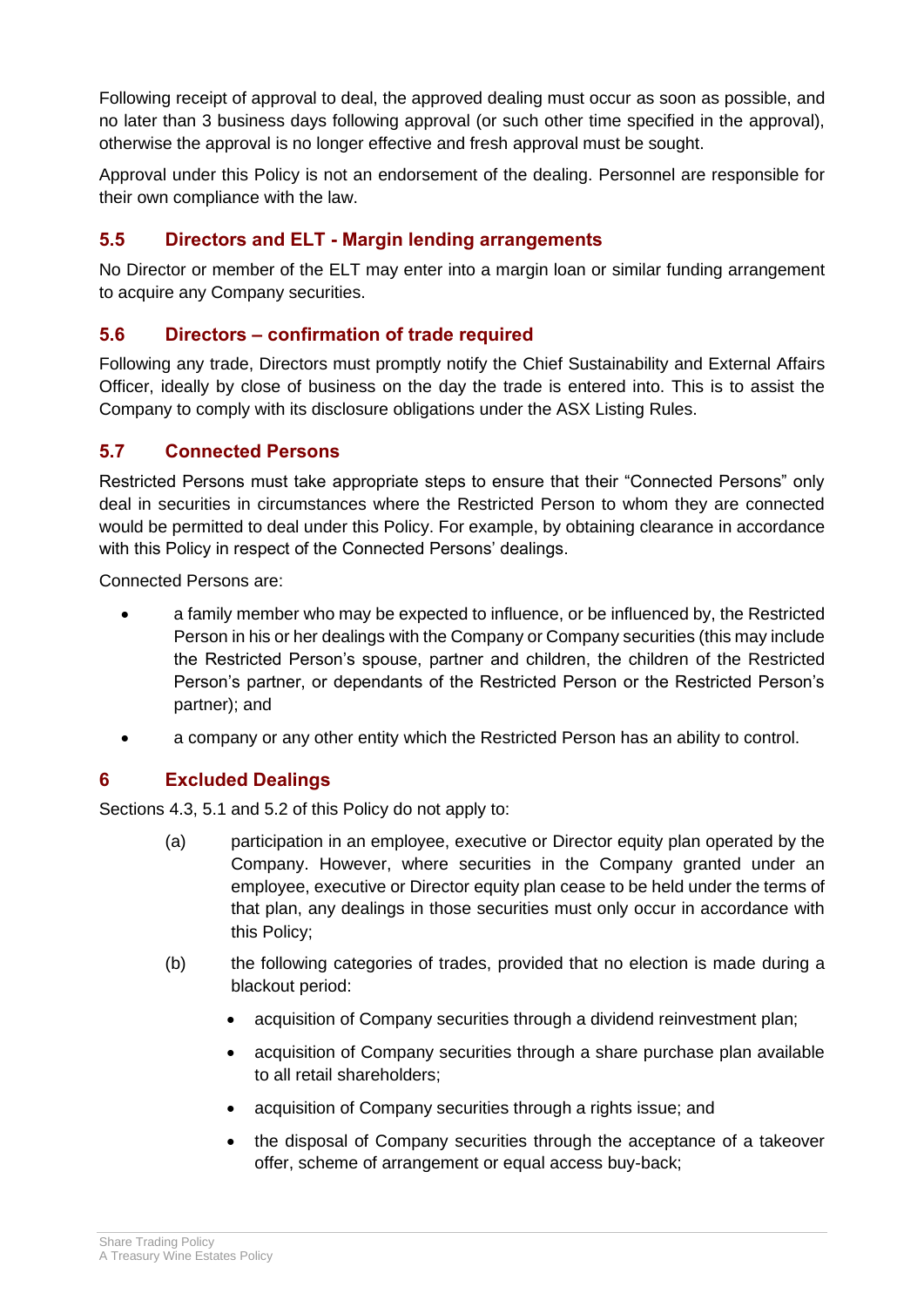Following receipt of approval to deal, the approved dealing must occur as soon as possible, and no later than 3 business days following approval (or such other time specified in the approval), otherwise the approval is no longer effective and fresh approval must be sought.

Approval under this Policy is not an endorsement of the dealing. Personnel are responsible for their own compliance with the law.

### 5.5 Directors and ELT - Margin lending arrangements

No Director or member of the ELT may enter into a margin loan or similar funding arrangement to acquire any Company securities.

### 5.6 Directors – confirmation of trade required

Following any trade, Directors must promptly notify the Chief Sustainability and External Affairs Officer, ideally by close of business on the day the trade is entered into. This is to assist the Company to comply with its disclosure obligations under the ASX Listing Rules.

### 5.7 Connected Persons

Restricted Persons must take appropriate steps to ensure that their "Connected Persons" only deal in securities in circumstances where the Restricted Person to whom they are connected would be permitted to deal under this Policy. For example, by obtaining clearance in accordance with this Policy in respect of the Connected Persons' dealings.

Connected Persons are:

- a family member who may be expected to influence, or be influenced by, the Restricted Person in his or her dealings with the Company or Company securities (this may include the Restricted Person's spouse, partner and children, the children of the Restricted Person's partner, or dependants of the Restricted Person or the Restricted Person's partner); and
- a company or any other entity which the Restricted Person has an ability to control.

## 6 Excluded Dealings

Sections 4.3, 5.1 and 5.2 of this Policy do not apply to:

(a) participation in an employee, executive or Director equity plan operated by the Company. However, where securities in the Company granted under an employee, executive or Director equity plan cease to be held under the terms of that plan, any dealings in those securities must only occur in accordance with this Policy;

(b) the following categories of trades, provided that no election is made during a blackout period:

- acquisition of Company securities through a dividend reinvestment plan;
- acquisition of Company securities through a share purchase plan available to all retail shareholders;
- acquisition of Company securities through a rights issue; and
- the disposal of Company securities through the acceptance of a takeover offer, scheme of arrangement or equal access buy-back;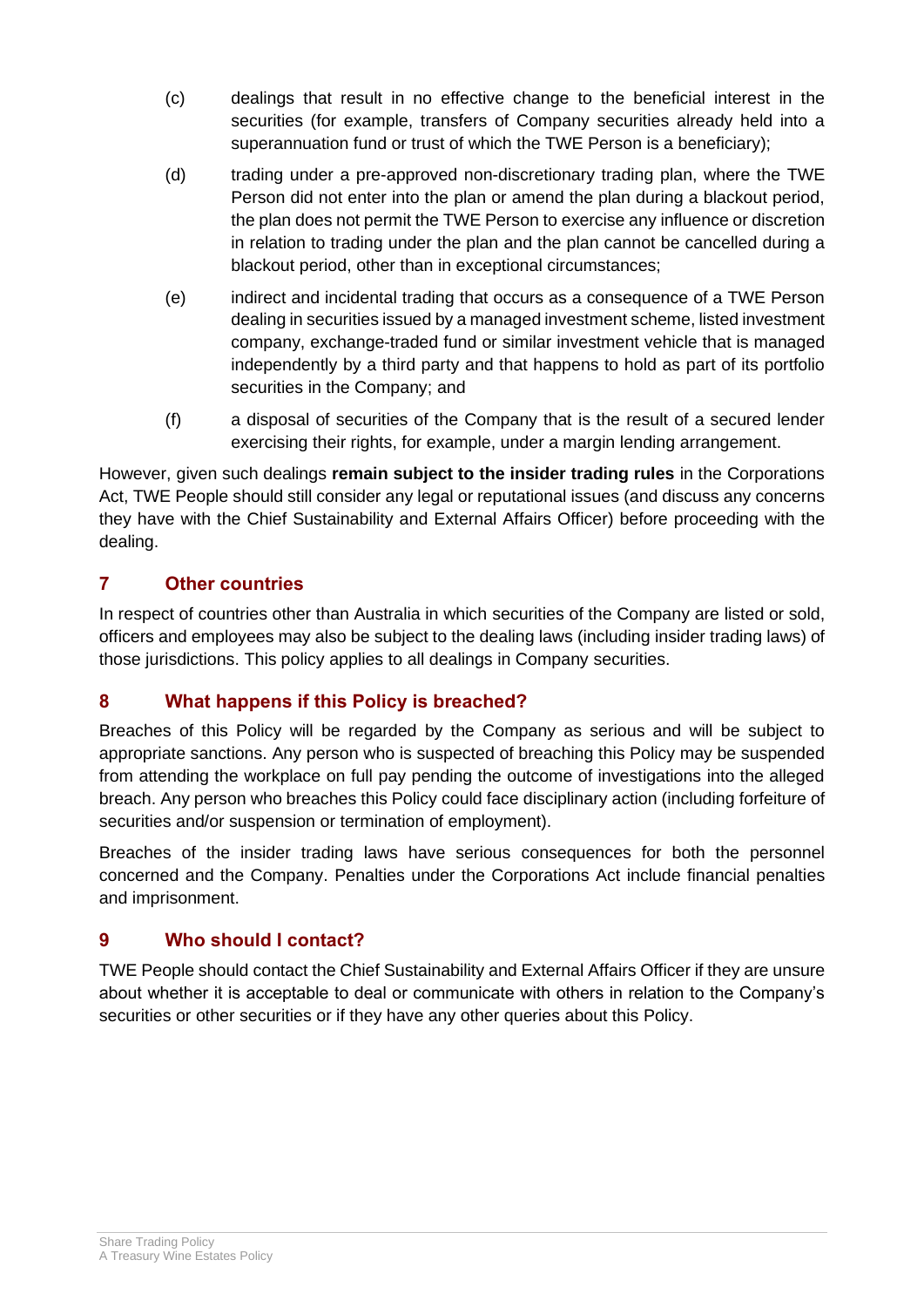(c) dealings that result in no effective change to the beneficial interest in the securities (for example, transfers of Company securities already held into a superannuation fund or trust of which the TWE Person is a beneficiary);

(d) trading under a pre-approved non-discretionary trading plan, where the TWE Person did not enter into the plan or amend the plan during a blackout period, the plan does not permit the TWE Person to exercise any influence or discretion in relation to trading under the plan and the plan cannot be cancelled during a blackout period, other than in exceptional circumstances;

(e) indirect and incidental trading that occurs as a consequence of a TWE Person dealing in securities issued by a managed investment scheme, listed investment company, exchange-traded fund or similar investment vehicle that is managed independently by a third party and that happens to hold as part of its portfolio securities in the Company; and

(f) a disposal of securities of the Company that is the result of a secured lender exercising their rights, for example, under a margin lending arrangement.

However, given such dealings **remain subject to the insider trading rules** in the Corporations Act, TWE People should still consider any legal or reputational issues (and discuss any concerns they have with the Chief Sustainability and External Affairs Officer) before proceeding with the dealing.

## 7 Other countries

In respect of countries other than Australia in which securities of the Company are listed or sold, officers and employees may also be subject to the dealing laws (including insider trading laws) of those jurisdictions. This policy applies to all dealings in Company securities.

## 8 What happens if this Policy is breached?

Breaches of this Policy will be regarded by the Company as serious and will be subject to appropriate sanctions. Any person who is suspected of breaching this Policy may be suspended from attending the workplace on full pay pending the outcome of investigations into the alleged breach. Any person who breaches this Policy could face disciplinary action (including forfeiture of securities and/or suspension or termination of employment).

Breaches of the insider trading laws have serious consequences for both the personnel concerned and the Company. Penalties under the Corporations Act include financial penalties and imprisonment.

## 9 Who should I contact?

TWE People should contact the Chief Sustainability and External Affairs Officer if they are unsure about whether it is acceptable to deal or communicate with others in relation to the Company's securities or other securities or if they have any other queries about this Policy.